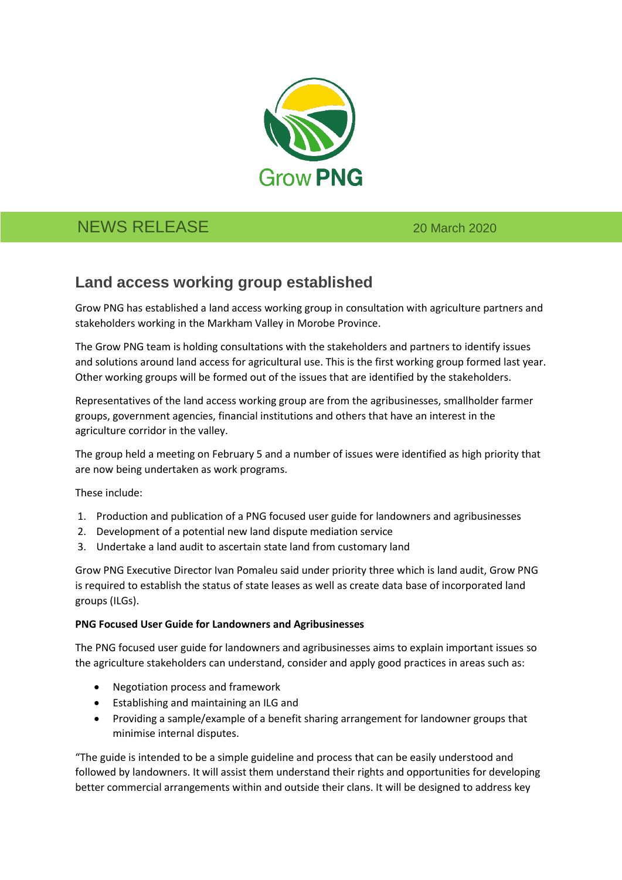Grow PNG

NEWS RELEASE 20 March 2020

# Land access working group established

Grow PNG has established a land access working group in consultation with agriculture partners and stakeholders working in the Markham Valley in Morobe Province.

The Grow PNG team is holding consultations with the stakeholders and partners to identify issues and solutions around land access for agricultural use. This is the first working group formed last year. Other working groups will be formed out of the issues that are identified by the stakeholders.

Representatives of the land access working group are from the agribusinesses, smallholder farmer groups, government agencies, financial institutions and others that have an interest in the agriculture corridor in the valley.

The group held a meeting on February 5 and a number of issues were identified as high priority that are now being undertaken as work programs.

These include:

1. Production and publication of a PNG focused user guide for landowners and agribusinesses
2. Development of a potential new land dispute mediation service
3. Undertake a land audit to ascertain state land from customary land

Grow PNG Executive Director Ivan Pomaleu said under priority three which is land audit, Grow PNG is required to establish the status of state leases as well as create data base of incorporated land groups (ILGs).

**PNG Focused User Guide for Landowners and Agribusinesses**

The PNG focused user guide for landowners and agribusinesses aims to explain important issues so the agriculture stakeholders can understand, consider and apply good practices in areas such as:

- Negotiation process and framework
- Establishing and maintaining an ILG and
- Providing a sample/example of a benefit sharing arrangement for landowner groups that minimise internal disputes.

"The guide is intended to be a simple guideline and process that can be easily understood and followed by landowners. It will assist them understand their rights and opportunities for developing better commercial arrangements within and outside their clans. It will be designed to address key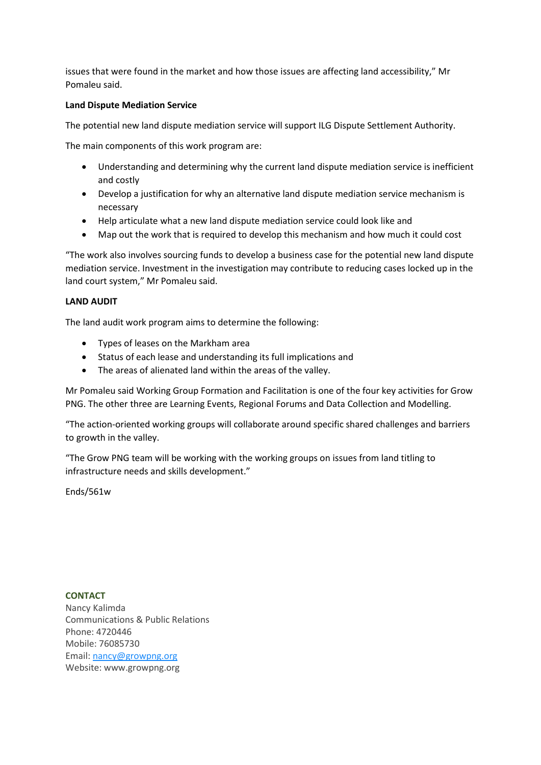issues that were found in the market and how those issues are affecting land accessibility," Mr Pomaleu said.

**Land Dispute Mediation Service**

The potential new land dispute mediation service will support ILG Dispute Settlement Authority.

The main components of this work program are:

- Understanding and determining why the current land dispute mediation service is inefficient and costly
- Develop a justification for why an alternative land dispute mediation service mechanism is necessary
- Help articulate what a new land dispute mediation service could look like and
- Map out the work that is required to develop this mechanism and how much it could cost

"The work also involves sourcing funds to develop a business case for the potential new land dispute mediation service. Investment in the investigation may contribute to reducing cases locked up in the land court system," Mr Pomaleu said.

**LAND AUDIT**

The land audit work program aims to determine the following:

- Types of leases on the Markham area
- Status of each lease and understanding its full implications and
- The areas of alienated land within the areas of the valley.

Mr Pomaleu said Working Group Formation and Facilitation is one of the four key activities for Grow PNG. The other three are Learning Events, Regional Forums and Data Collection and Modelling.

"The action-oriented working groups will collaborate around specific shared challenges and barriers to growth in the valley.

"The Grow PNG team will be working with the working groups on issues from land titling to infrastructure needs and skills development."

Ends/561w

**CONTACT**
Nancy Kalimda
Communications & Public Relations
Phone: 4720446
Mobile: 76085730
Email: nancy@growpng.org
Website: www.growpng.org